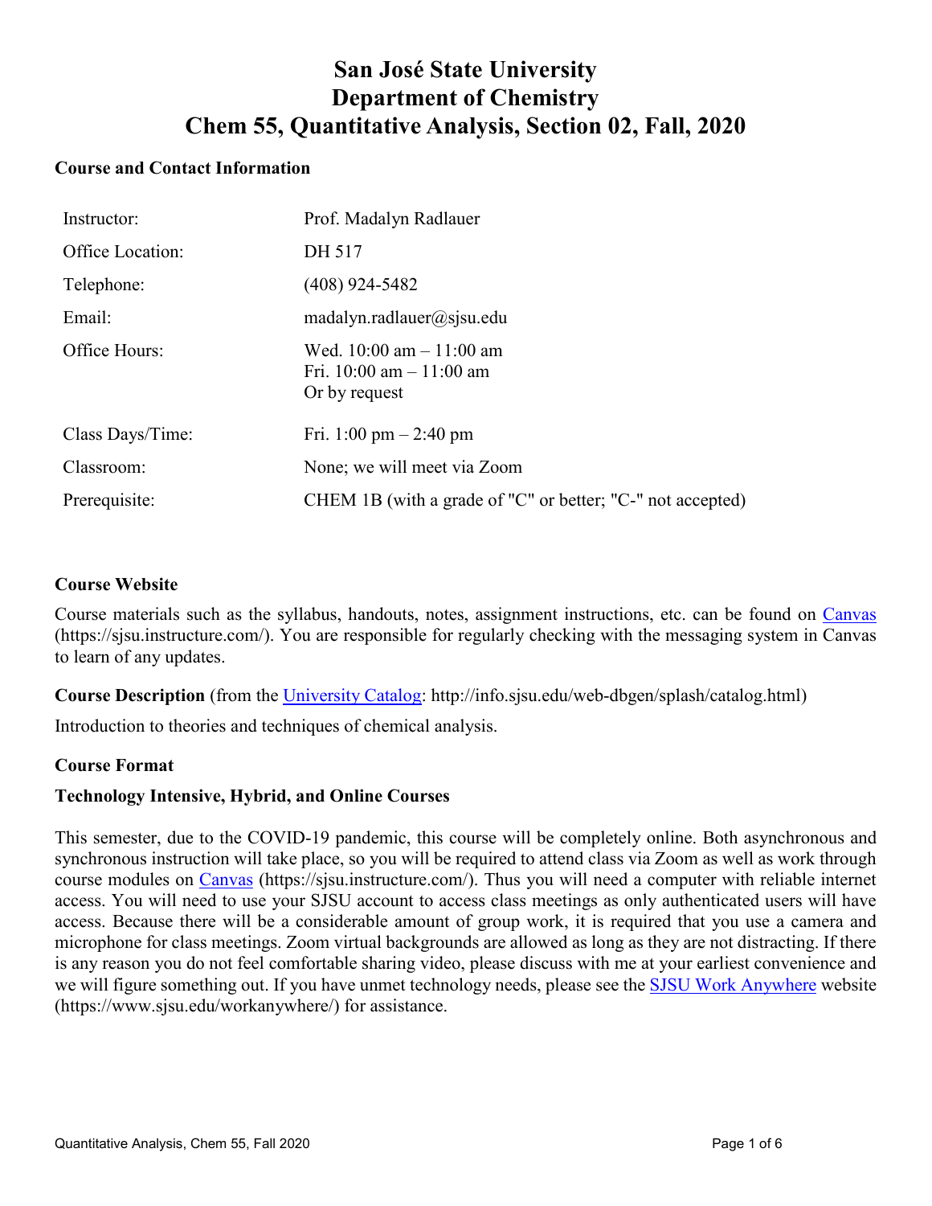# San José State University
# Department of Chemistry
# Chem 55, Quantitative Analysis, Section 02, Fall, 2020

## Course and Contact Information

| | |
|---|---|
| Instructor: | Prof. Madalyn Radlauer |
| Office Location: | DH 517 |
| Telephone: | (408) 924-5482 |
| Email: | madalyn.radlauer@sjsu.edu |
| Office Hours: | Wed. 10:00 am – 11:00 am<br>Fri. 10:00 am – 11:00 am<br>Or by request |
| Class Days/Time: | Fri. 1:00 pm – 2:40 pm |
| Classroom: | None; we will meet via Zoom |
| Prerequisite: | CHEM 1B (with a grade of "C" or better; "C-" not accepted) |

## Course Website

Course materials such as the syllabus, handouts, notes, assignment instructions, etc. can be found on [Canvas](https://sjsu.instructure.com/) (https://sjsu.instructure.com/). You are responsible for regularly checking with the messaging system in Canvas to learn of any updates.

**Course Description** (from the [University Catalog](http://info.sjsu.edu/web-dbgen/splash/catalog.html): http://info.sjsu.edu/web-dbgen/splash/catalog.html)

Introduction to theories and techniques of chemical analysis.

## Course Format

### Technology Intensive, Hybrid, and Online Courses

This semester, due to the COVID-19 pandemic, this course will be completely online. Both asynchronous and synchronous instruction will take place, so you will be required to attend class via Zoom as well as work through course modules on [Canvas](https://sjsu.instructure.com/) (https://sjsu.instructure.com/). Thus you will need a computer with reliable internet access. You will need to use your SJSU account to access class meetings as only authenticated users will have access. Because there will be a considerable amount of group work, it is required that you use a camera and microphone for class meetings. Zoom virtual backgrounds are allowed as long as they are not distracting. If there is any reason you do not feel comfortable sharing video, please discuss with me at your earliest convenience and we will figure something out. If you have unmet technology needs, please see the [SJSU Work Anywhere](https://www.sjsu.edu/workanywhere/) website (https://www.sjsu.edu/workanywhere/) for assistance.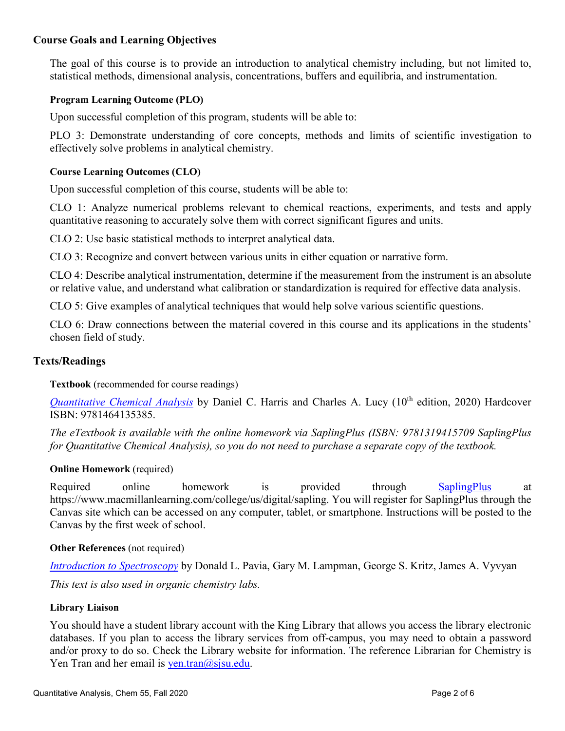## Course Goals and Learning Objectives

The goal of this course is to provide an introduction to analytical chemistry including, but not limited to, statistical methods, dimensional analysis, concentrations, buffers and equilibria, and instrumentation.

### Program Learning Outcome (PLO)

Upon successful completion of this program, students will be able to:

PLO 3: Demonstrate understanding of core concepts, methods and limits of scientific investigation to effectively solve problems in analytical chemistry.

### Course Learning Outcomes (CLO)

Upon successful completion of this course, students will be able to:

CLO 1: Analyze numerical problems relevant to chemical reactions, experiments, and tests and apply quantitative reasoning to accurately solve them with correct significant figures and units.

CLO 2: Use basic statistical methods to interpret analytical data.

CLO 3: Recognize and convert between various units in either equation or narrative form.

CLO 4: Describe analytical instrumentation, determine if the measurement from the instrument is an absolute or relative value, and understand what calibration or standardization is required for effective data analysis.

CLO 5: Give examples of analytical techniques that would help solve various scientific questions.

CLO 6: Draw connections between the material covered in this course and its applications in the students' chosen field of study.

## Texts/Readings

### Textbook (recommended for course readings)

*Quantitative Chemical Analysis* by Daniel C. Harris and Charles A. Lucy (10th edition, 2020) Hardcover ISBN: 9781464135385.

*The eTextbook is available with the online homework via SaplingPlus (ISBN: 9781319415709 SaplingPlus for Quantitative Chemical Analysis), so you do not need to purchase a separate copy of the textbook.*

### Online Homework (required)

Required online homework is provided through SaplingPlus at https://www.macmillanlearning.com/college/us/digital/sapling. You will register for SaplingPlus through the Canvas site which can be accessed on any computer, tablet, or smartphone. Instructions will be posted to the Canvas by the first week of school.

### Other References (not required)

*Introduction to Spectroscopy* by Donald L. Pavia, Gary M. Lampman, George S. Kritz, James A. Vyvyan

*This text is also used in organic chemistry labs.*

### Library Liaison

You should have a student library account with the King Library that allows you access the library electronic databases. If you plan to access the library services from off-campus, you may need to obtain a password and/or proxy to do so. Check the Library website for information. The reference Librarian for Chemistry is Yen Tran and her email is yen.tran@sjsu.edu.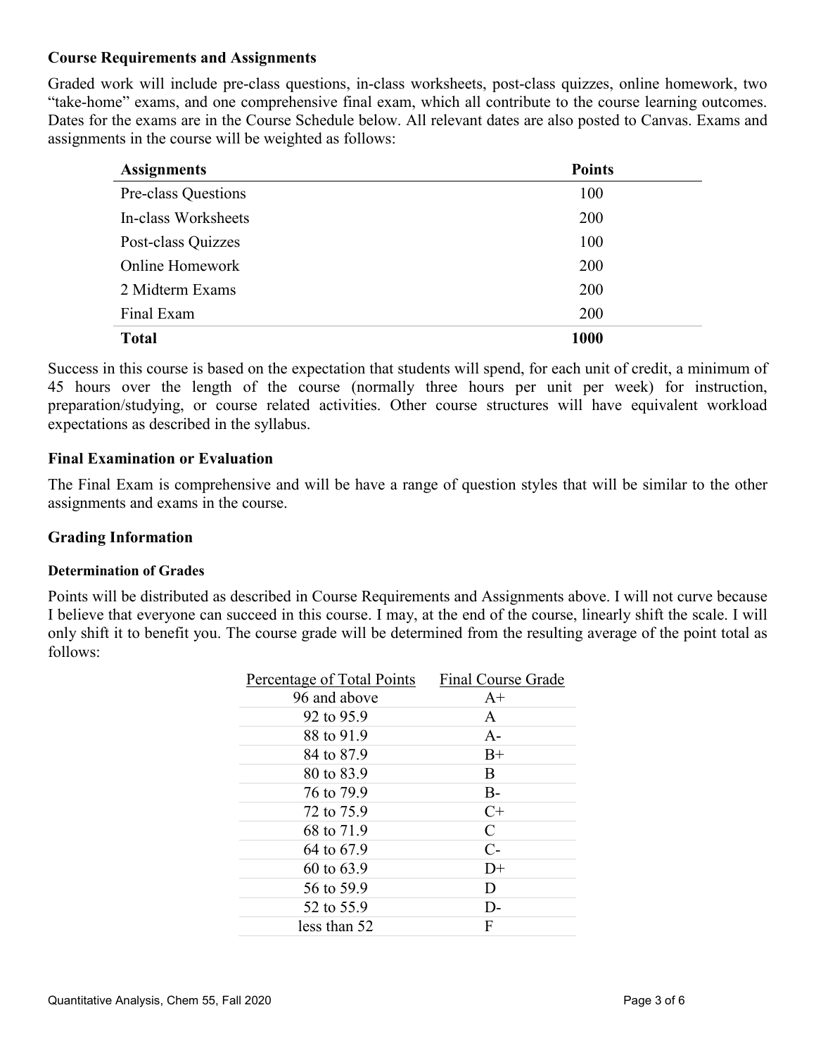### Course Requirements and Assignments

Graded work will include pre-class questions, in-class worksheets, post-class quizzes, online homework, two "take-home" exams, and one comprehensive final exam, which all contribute to the course learning outcomes. Dates for the exams are in the Course Schedule below. All relevant dates are also posted to Canvas. Exams and assignments in the course will be weighted as follows:

| Assignments | Points |
|---|---|
| Pre-class Questions | 100 |
| In-class Worksheets | 200 |
| Post-class Quizzes | 100 |
| Online Homework | 200 |
| 2 Midterm Exams | 200 |
| Final Exam | 200 |
| **Total** | **1000** |

Success in this course is based on the expectation that students will spend, for each unit of credit, a minimum of 45 hours over the length of the course (normally three hours per unit per week) for instruction, preparation/studying, or course related activities. Other course structures will have equivalent workload expectations as described in the syllabus.

### Final Examination or Evaluation

The Final Exam is comprehensive and will be have a range of question styles that will be similar to the other assignments and exams in the course.

### Grading Information

#### Determination of Grades

Points will be distributed as described in Course Requirements and Assignments above. I will not curve because I believe that everyone can succeed in this course. I may, at the end of the course, linearly shift the scale. I will only shift it to benefit you. The course grade will be determined from the resulting average of the point total as follows:

| Percentage of Total Points | Final Course Grade |
|---|---|
| 96 and above | A+ |
| 92 to 95.9 | A |
| 88 to 91.9 | A- |
| 84 to 87.9 | B+ |
| 80 to 83.9 | B |
| 76 to 79.9 | B- |
| 72 to 75.9 | C+ |
| 68 to 71.9 | C |
| 64 to 67.9 | C- |
| 60 to 63.9 | D+ |
| 56 to 59.9 | D |
| 52 to 55.9 | D- |
| less than 52 | F |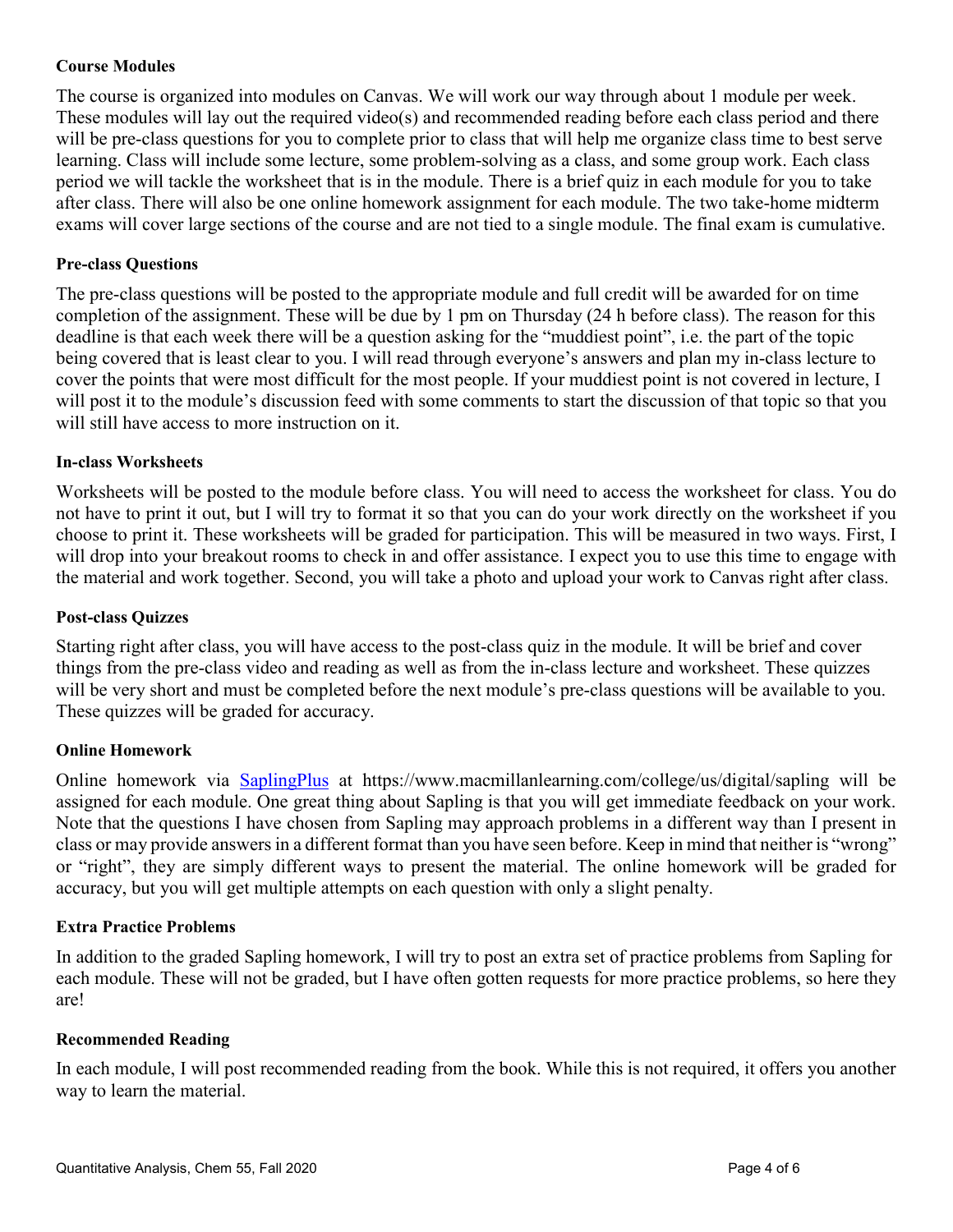**Course Modules**

The course is organized into modules on Canvas. We will work our way through about 1 module per week. These modules will lay out the required video(s) and recommended reading before each class period and there will be pre-class questions for you to complete prior to class that will help me organize class time to best serve learning. Class will include some lecture, some problem-solving as a class, and some group work. Each class period we will tackle the worksheet that is in the module. There is a brief quiz in each module for you to take after class. There will also be one online homework assignment for each module. The two take-home midterm exams will cover large sections of the course and are not tied to a single module. The final exam is cumulative.

**Pre-class Questions**

The pre-class questions will be posted to the appropriate module and full credit will be awarded for on time completion of the assignment. These will be due by 1 pm on Thursday (24 h before class). The reason for this deadline is that each week there will be a question asking for the "muddiest point", i.e. the part of the topic being covered that is least clear to you. I will read through everyone's answers and plan my in-class lecture to cover the points that were most difficult for the most people. If your muddiest point is not covered in lecture, I will post it to the module's discussion feed with some comments to start the discussion of that topic so that you will still have access to more instruction on it.

**In-class Worksheets**

Worksheets will be posted to the module before class. You will need to access the worksheet for class. You do not have to print it out, but I will try to format it so that you can do your work directly on the worksheet if you choose to print it. These worksheets will be graded for participation. This will be measured in two ways. First, I will drop into your breakout rooms to check in and offer assistance. I expect you to use this time to engage with the material and work together. Second, you will take a photo and upload your work to Canvas right after class.

**Post-class Quizzes**

Starting right after class, you will have access to the post-class quiz in the module. It will be brief and cover things from the pre-class video and reading as well as from the in-class lecture and worksheet. These quizzes will be very short and must be completed before the next module's pre-class questions will be available to you. These quizzes will be graded for accuracy.

**Online Homework**

Online homework via SaplingPlus at https://www.macmillanlearning.com/college/us/digital/sapling will be assigned for each module. One great thing about Sapling is that you will get immediate feedback on your work. Note that the questions I have chosen from Sapling may approach problems in a different way than I present in class or may provide answers in a different format than you have seen before. Keep in mind that neither is "wrong" or "right", they are simply different ways to present the material. The online homework will be graded for accuracy, but you will get multiple attempts on each question with only a slight penalty.

**Extra Practice Problems**

In addition to the graded Sapling homework, I will try to post an extra set of practice problems from Sapling for each module. These will not be graded, but I have often gotten requests for more practice problems, so here they are!

**Recommended Reading**

In each module, I will post recommended reading from the book. While this is not required, it offers you another way to learn the material.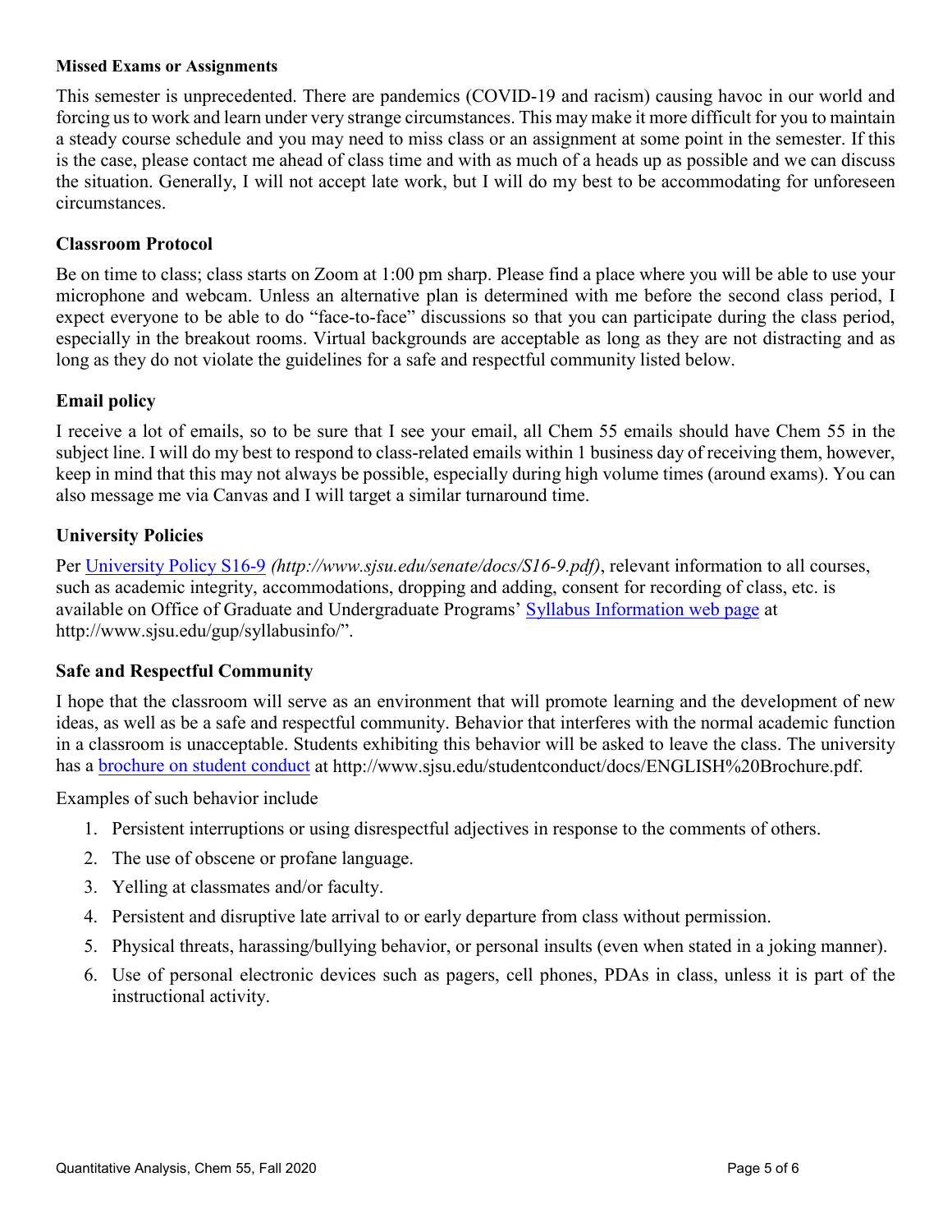### Missed Exams or Assignments

This semester is unprecedented. There are pandemics (COVID-19 and racism) causing havoc in our world and forcing us to work and learn under very strange circumstances. This may make it more difficult for you to maintain a steady course schedule and you may need to miss class or an assignment at some point in the semester. If this is the case, please contact me ahead of class time and with as much of a heads up as possible and we can discuss the situation. Generally, I will not accept late work, but I will do my best to be accommodating for unforeseen circumstances.

### Classroom Protocol

Be on time to class; class starts on Zoom at 1:00 pm sharp. Please find a place where you will be able to use your microphone and webcam. Unless an alternative plan is determined with me before the second class period, I expect everyone to be able to do "face-to-face" discussions so that you can participate during the class period, especially in the breakout rooms. Virtual backgrounds are acceptable as long as they are not distracting and as long as they do not violate the guidelines for a safe and respectful community listed below.

### Email policy

I receive a lot of emails, so to be sure that I see your email, all Chem 55 emails should have Chem 55 in the subject line. I will do my best to respond to class-related emails within 1 business day of receiving them, however, keep in mind that this may not always be possible, especially during high volume times (around exams). You can also message me via Canvas and I will target a similar turnaround time.

### University Policies

Per [University Policy S16-9](http://www.sjsu.edu/senate/docs/S16-9.pdf) *(http://www.sjsu.edu/senate/docs/S16-9.pdf)*, relevant information to all courses, such as academic integrity, accommodations, dropping and adding, consent for recording of class, etc. is available on Office of Graduate and Undergraduate Programs' [Syllabus Information web page](http://www.sjsu.edu/gup/syllabusinfo/) at http://www.sjsu.edu/gup/syllabusinfo/".

### Safe and Respectful Community

I hope that the classroom will serve as an environment that will promote learning and the development of new ideas, as well as be a safe and respectful community. Behavior that interferes with the normal academic function in a classroom is unacceptable. Students exhibiting this behavior will be asked to leave the class. The university has a [brochure on student conduct](http://www.sjsu.edu/studentconduct/docs/ENGLISH%20Brochure.pdf) at http://www.sjsu.edu/studentconduct/docs/ENGLISH%20Brochure.pdf.

Examples of such behavior include

1. Persistent interruptions or using disrespectful adjectives in response to the comments of others.
2. The use of obscene or profane language.
3. Yelling at classmates and/or faculty.
4. Persistent and disruptive late arrival to or early departure from class without permission.
5. Physical threats, harassing/bullying behavior, or personal insults (even when stated in a joking manner).
6. Use of personal electronic devices such as pagers, cell phones, PDAs in class, unless it is part of the instructional activity.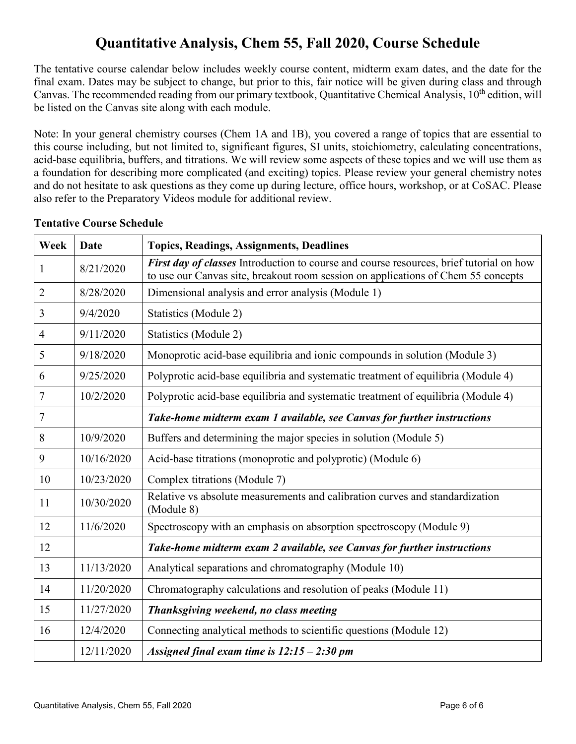# Quantitative Analysis, Chem 55, Fall 2020, Course Schedule

The tentative course calendar below includes weekly course content, midterm exam dates, and the date for the final exam. Dates may be subject to change, but prior to this, fair notice will be given during class and through Canvas. The recommended reading from our primary textbook, Quantitative Chemical Analysis, 10th edition, will be listed on the Canvas site along with each module.

Note: In your general chemistry courses (Chem 1A and 1B), you covered a range of topics that are essential to this course including, but not limited to, significant figures, SI units, stoichiometry, calculating concentrations, acid-base equilibria, buffers, and titrations. We will review some aspects of these topics and we will use them as a foundation for describing more complicated (and exciting) topics. Please review your general chemistry notes and do not hesitate to ask questions as they come up during lecture, office hours, workshop, or at CoSAC. Please also refer to the Preparatory Videos module for additional review.

**Tentative Course Schedule**

| Week | Date | Topics, Readings, Assignments, Deadlines |
|---|---|---|
| 1 | 8/21/2020 | ***First day of classes*** Introduction to course and course resources, brief tutorial on how to use our Canvas site, breakout room session on applications of Chem 55 concepts |
| 2 | 8/28/2020 | Dimensional analysis and error analysis (Module 1) |
| 3 | 9/4/2020 | Statistics (Module 2) |
| 4 | 9/11/2020 | Statistics (Module 2) |
| 5 | 9/18/2020 | Monoprotic acid-base equilibria and ionic compounds in solution (Module 3) |
| 6 | 9/25/2020 | Polyprotic acid-base equilibria and systematic treatment of equilibria (Module 4) |
| 7 | 10/2/2020 | Polyprotic acid-base equilibria and systematic treatment of equilibria (Module 4) |
| 7 | | ***Take-home midterm exam 1 available, see Canvas for further instructions*** |
| 8 | 10/9/2020 | Buffers and determining the major species in solution (Module 5) |
| 9 | 10/16/2020 | Acid-base titrations (monoprotic and polyprotic) (Module 6) |
| 10 | 10/23/2020 | Complex titrations (Module 7) |
| 11 | 10/30/2020 | Relative vs absolute measurements and calibration curves and standardization (Module 8) |
| 12 | 11/6/2020 | Spectroscopy with an emphasis on absorption spectroscopy (Module 9) |
| 12 | | ***Take-home midterm exam 2 available, see Canvas for further instructions*** |
| 13 | 11/13/2020 | Analytical separations and chromatography (Module 10) |
| 14 | 11/20/2020 | Chromatography calculations and resolution of peaks (Module 11) |
| 15 | 11/27/2020 | ***Thanksgiving weekend, no class meeting*** |
| 16 | 12/4/2020 | Connecting analytical methods to scientific questions (Module 12) |
| | 12/11/2020 | ***Assigned final exam time is 12:15 – 2:30 pm*** |